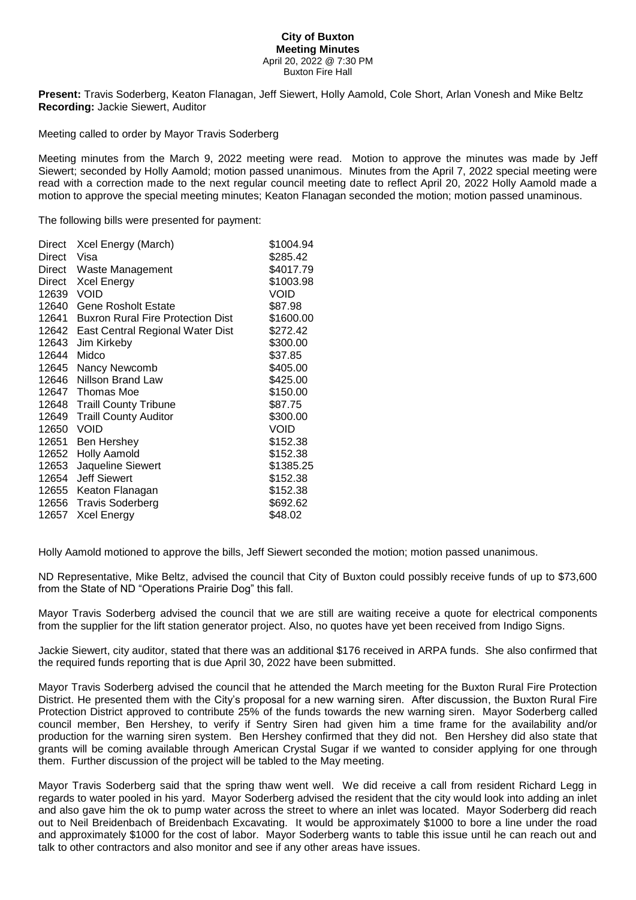**City of Buxton**
**Meeting Minutes**
April 20, 2022 @ 7:30 PM
Buxton Fire Hall

**Present:** Travis Soderberg, Keaton Flanagan, Jeff Siewert, Holly Aamold, Cole Short, Arlan Vonesh and Mike Beltz
**Recording:** Jackie Siewert, Auditor

Meeting called to order by Mayor Travis Soderberg

Meeting minutes from the March 9, 2022 meeting were read. Motion to approve the minutes was made by Jeff Siewert; seconded by Holly Aamold; motion passed unanimous. Minutes from the April 7, 2022 special meeting were read with a correction made to the next regular council meeting date to reflect April 20, 2022 Holly Aamold made a motion to approve the special meeting minutes; Keaton Flanagan seconded the motion; motion passed unaminous.

The following bills were presented for payment:

| | | |
|---|---|---|
| Direct | Xcel Energy (March) | \$1004.94 |
| Direct | Visa | \$285.42 |
| Direct | Waste Management | \$4017.79 |
| Direct | Xcel Energy | \$1003.98 |
| 12639 | VOID | VOID |
| 12640 | Gene Rosholt Estate | \$87.98 |
| 12641 | Buxron Rural Fire Protection Dist | \$1600.00 |
| 12642 | East Central Regional Water Dist | \$272.42 |
| 12643 | Jim Kirkeby | \$300.00 |
| 12644 | Midco | \$37.85 |
| 12645 | Nancy Newcomb | \$405.00 |
| 12646 | Nillson Brand Law | \$425.00 |
| 12647 | Thomas Moe | \$150.00 |
| 12648 | Traill County Tribune | \$87.75 |
| 12649 | Traill County Auditor | \$300.00 |
| 12650 | VOID | VOID |
| 12651 | Ben Hershey | \$152.38 |
| 12652 | Holly Aamold | \$152.38 |
| 12653 | Jaqueline Siewert | \$1385.25 |
| 12654 | Jeff Siewert | \$152.38 |
| 12655 | Keaton Flanagan | \$152.38 |
| 12656 | Travis Soderberg | \$692.62 |
| 12657 | Xcel Energy | \$48.02 |

Holly Aamold motioned to approve the bills, Jeff Siewert seconded the motion; motion passed unanimous.

ND Representative, Mike Beltz, advised the council that City of Buxton could possibly receive funds of up to \$73,600 from the State of ND "Operations Prairie Dog" this fall.

Mayor Travis Soderberg advised the council that we are still are waiting receive a quote for electrical components from the supplier for the lift station generator project. Also, no quotes have yet been received from Indigo Signs.

Jackie Siewert, city auditor, stated that there was an additional \$176 received in ARPA funds. She also confirmed that the required funds reporting that is due April 30, 2022 have been submitted.

Mayor Travis Soderberg advised the council that he attended the March meeting for the Buxton Rural Fire Protection District. He presented them with the City's proposal for a new warning siren. After discussion, the Buxton Rural Fire Protection District approved to contribute 25% of the funds towards the new warning siren. Mayor Soderberg called council member, Ben Hershey, to verify if Sentry Siren had given him a time frame for the availability and/or production for the warning siren system. Ben Hershey confirmed that they did not. Ben Hershey did also state that grants will be coming available through American Crystal Sugar if we wanted to consider applying for one through them. Further discussion of the project will be tabled to the May meeting.

Mayor Travis Soderberg said that the spring thaw went well. We did receive a call from resident Richard Legg in regards to water pooled in his yard. Mayor Soderberg advised the resident that the city would look into adding an inlet and also gave him the ok to pump water across the street to where an inlet was located. Mayor Soderberg did reach out to Neil Breidenbach of Breidenbach Excavating. It would be approximately \$1000 to bore a line under the road and approximately \$1000 for the cost of labor. Mayor Soderberg wants to table this issue until he can reach out and talk to other contractors and also monitor and see if any other areas have issues.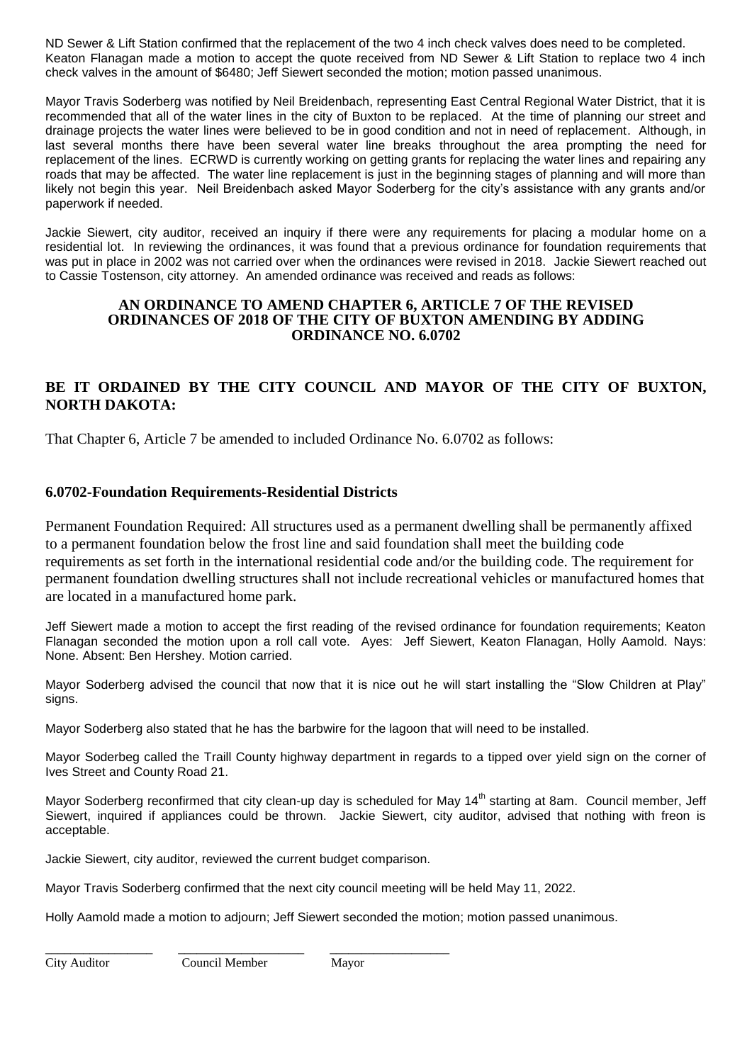ND Sewer & Lift Station confirmed that the replacement of the two 4 inch check valves does need to be completed. Keaton Flanagan made a motion to accept the quote received from ND Sewer & Lift Station to replace two 4 inch check valves in the amount of $6480; Jeff Siewert seconded the motion; motion passed unanimous.

Mayor Travis Soderberg was notified by Neil Breidenbach, representing East Central Regional Water District, that it is recommended that all of the water lines in the city of Buxton to be replaced. At the time of planning our street and drainage projects the water lines were believed to be in good condition and not in need of replacement. Although, in last several months there have been several water line breaks throughout the area prompting the need for replacement of the lines. ECRWD is currently working on getting grants for replacing the water lines and repairing any roads that may be affected. The water line replacement is just in the beginning stages of planning and will more than likely not begin this year. Neil Breidenbach asked Mayor Soderberg for the city's assistance with any grants and/or paperwork if needed.

Jackie Siewert, city auditor, received an inquiry if there were any requirements for placing a modular home on a residential lot. In reviewing the ordinances, it was found that a previous ordinance for foundation requirements that was put in place in 2002 was not carried over when the ordinances were revised in 2018. Jackie Siewert reached out to Cassie Tostenson, city attorney. An amended ordinance was received and reads as follows:

**AN ORDINANCE TO AMEND CHAPTER 6, ARTICLE 7 OF THE REVISED ORDINANCES OF 2018 OF THE CITY OF BUXTON AMENDING BY ADDING ORDINANCE NO. 6.0702**

**BE IT ORDAINED BY THE CITY COUNCIL AND MAYOR OF THE CITY OF BUXTON, NORTH DAKOTA:**

That Chapter 6, Article 7 be amended to included Ordinance No. 6.0702 as follows:

**6.0702-Foundation Requirements-Residential Districts**

Permanent Foundation Required: All structures used as a permanent dwelling shall be permanently affixed to a permanent foundation below the frost line and said foundation shall meet the building code requirements as set forth in the international residential code and/or the building code. The requirement for permanent foundation dwelling structures shall not include recreational vehicles or manufactured homes that are located in a manufactured home park.

Jeff Siewert made a motion to accept the first reading of the revised ordinance for foundation requirements; Keaton Flanagan seconded the motion upon a roll call vote. Ayes: Jeff Siewert, Keaton Flanagan, Holly Aamold. Nays: None. Absent: Ben Hershey. Motion carried.

Mayor Soderberg advised the council that now that it is nice out he will start installing the "Slow Children at Play" signs.

Mayor Soderberg also stated that he has the barbwire for the lagoon that will need to be installed.

Mayor Soderbeg called the Traill County highway department in regards to a tipped over yield sign on the corner of Ives Street and County Road 21.

Mayor Soderberg reconfirmed that city clean-up day is scheduled for May 14th starting at 8am. Council member, Jeff Siewert, inquired if appliances could be thrown. Jackie Siewert, city auditor, advised that nothing with freon is acceptable.

Jackie Siewert, city auditor, reviewed the current budget comparison.

Mayor Travis Soderberg confirmed that the next city council meeting will be held May 11, 2022.

Holly Aamold made a motion to adjourn; Jeff Siewert seconded the motion; motion passed unanimous.

\_\_\_\_\_\_\_\_\_\_\_\_\_\_\_\_ \_\_\_\_\_\_\_\_\_\_\_\_\_\_\_\_\_\_\_\_ \_\_\_\_\_\_\_\_\_\_\_\_\_\_\_\_\_\_\_\_

City Auditor Council Member Mayor